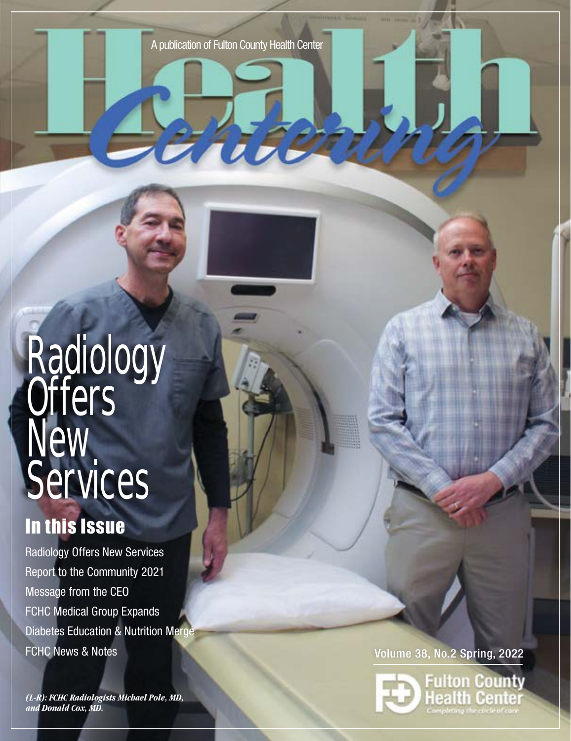A publication of Fulton County Health Center

# Health Centering

# Radiology Offers New Services

## In this Issue

Radiology Offers New Services
Report to the Community 2021
Message from the CEO
FCHC Medical Group Expands
Diabetes Education & Nutrition Merge
FCHC News & Notes

Volume 38, No.2 Spring, 2022

*(L-R): FCHC Radiologists Michael Pole, MD, and Donald Cox, MD.*

Fulton County Health Center
Completing the circle of care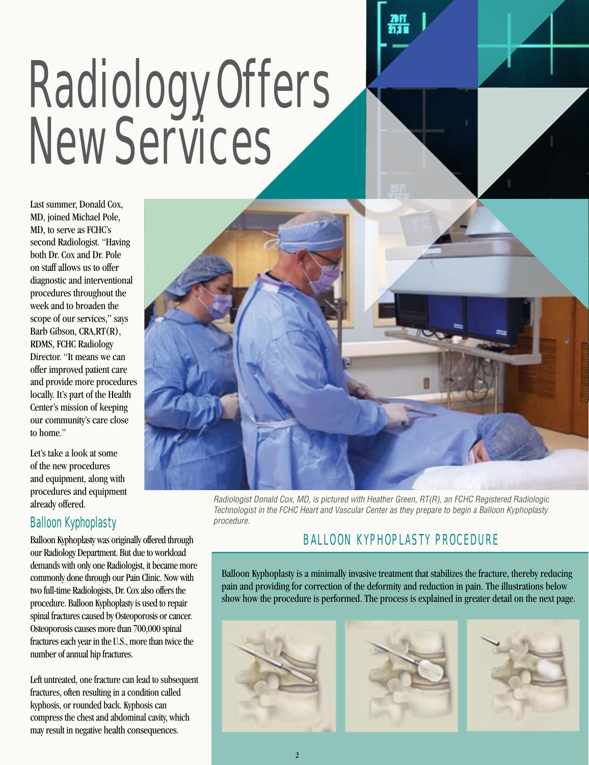# Radiology Offers New Services

Last summer, Donald Cox, MD, joined Michael Pole, MD, to serve as FCHC's second Radiologist. "Having both Dr. Cox and Dr. Pole on staff allows us to offer diagnostic and interventional procedures throughout the week and to broaden the scope of our services," says Barb Gibson, CRA,RT(R), RDMS, FCHC Radiology Director. "It means we can offer improved patient care and provide more procedures locally. It's part of the Health Center's mission of keeping our community's care close to home."

Let's take a look at some of the new procedures and equipment, along with procedures and equipment already offered.

*Radiologist Donald Cox, MD, is pictured with Heather Green, RT(R), an FCHC Registered Radiologic Technologist in the FCHC Heart and Vascular Center as they prepare to begin a Balloon Kyphoplasty procedure.*

## Balloon Kyphoplasty

Balloon Kyphoplasty was originally offered through our Radiology Department. But due to workload demands with only one Radiologist, it became more commonly done through our Pain Clinic. Now with two full-time Radiologists, Dr. Cox also offers the procedure. Balloon Kyphoplasty is used to repair spinal fractures caused by Osteoporosis or cancer. Osteoporosis causes more than 700,000 spinal fractures each year in the U.S., more than twice the number of annual hip fractures.

Left untreated, one fracture can lead to subsequent fractures, often resulting in a condition called kyphosis, or rounded back. Kyphosis can compress the chest and abdominal cavity, which may result in negative health consequences.

## BALLOON KYPHOPLASTY PROCEDURE

Balloon Kyphoplasty is a minimally invasive treatment that stabilizes the fracture, thereby reducing pain and providing for correction of the deformity and reduction in pain. The illustrations below show how the procedure is performed. The process is explained in greater detail on the next page.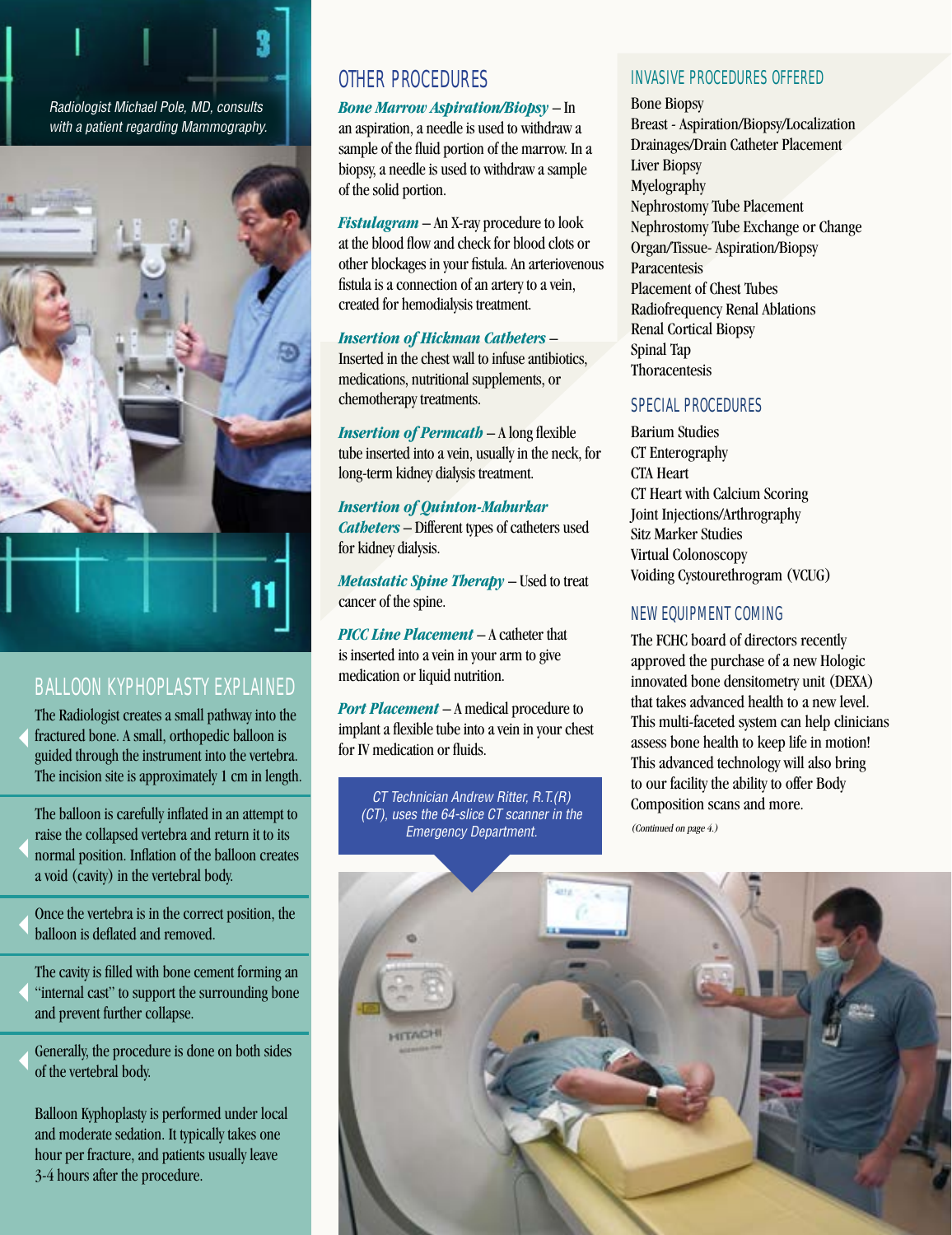Radiologist Michael Pole, MD, consults with a patient regarding Mammography.

## BALLOON KYPHOPLASTY EXPLAINED

The Radiologist creates a small pathway into the fractured bone. A small, orthopedic balloon is guided through the instrument into the vertebra. The incision site is approximately 1 cm in length.

The balloon is carefully inflated in an attempt to raise the collapsed vertebra and return it to its normal position. Inflation of the balloon creates a void (cavity) in the vertebral body.

Once the vertebra is in the correct position, the balloon is deflated and removed.

The cavity is filled with bone cement forming an "internal cast" to support the surrounding bone and prevent further collapse.

Generally, the procedure is done on both sides of the vertebral body.

Balloon Kyphoplasty is performed under local and moderate sedation. It typically takes one hour per fracture, and patients usually leave 3-4 hours after the procedure.

## OTHER PROCEDURES

***Bone Marrow Aspiration/Biopsy*** – In an aspiration, a needle is used to withdraw a sample of the fluid portion of the marrow. In a biopsy, a needle is used to withdraw a sample of the solid portion.

***Fistulagram*** – An X-ray procedure to look at the blood flow and check for blood clots or other blockages in your fistula. An arteriovenous fistula is a connection of an artery to a vein, created for hemodialysis treatment.

***Insertion of Hickman Catheters*** – Inserted in the chest wall to infuse antibiotics, medications, nutritional supplements, or chemotherapy treatments.

***Insertion of Permcath*** – A long flexible tube inserted into a vein, usually in the neck, for long-term kidney dialysis treatment.

***Insertion of Quinton-Mahurkar Catheters*** – Different types of catheters used for kidney dialysis.

***Metastatic Spine Therapy*** – Used to treat cancer of the spine.

***PICC Line Placement*** – A catheter that is inserted into a vein in your arm to give medication or liquid nutrition.

***Port Placement*** – A medical procedure to implant a flexible tube into a vein in your chest for IV medication or fluids.

CT Technician Andrew Ritter, R.T.(R)(CT), uses the 64-slice CT scanner in the Emergency Department.

## INVASIVE PROCEDURES OFFERED

Bone Biopsy
Breast - Aspiration/Biopsy/Localization
Drainages/Drain Catheter Placement
Liver Biopsy
Myelography
Nephrostomy Tube Placement
Nephrostomy Tube Exchange or Change
Organ/Tissue- Aspiration/Biopsy
Paracentesis
Placement of Chest Tubes
Radiofrequency Renal Ablations
Renal Cortical Biopsy
Spinal Tap
Thoracentesis

## SPECIAL PROCEDURES

Barium Studies
CT Enterography
CTA Heart
CT Heart with Calcium Scoring
Joint Injections/Arthrography
Sitz Marker Studies
Virtual Colonoscopy
Voiding Cystourethrogram (VCUG)

## NEW EQUIPMENT COMING

The FCHC board of directors recently approved the purchase of a new Hologic innovated bone densitometry unit (DEXA) that takes advanced health to a new level. This multi-faceted system can help clinicians assess bone health to keep life in motion! This advanced technology will also bring to our facility the ability to offer Body Composition scans and more.

*(Continued on page 4.)*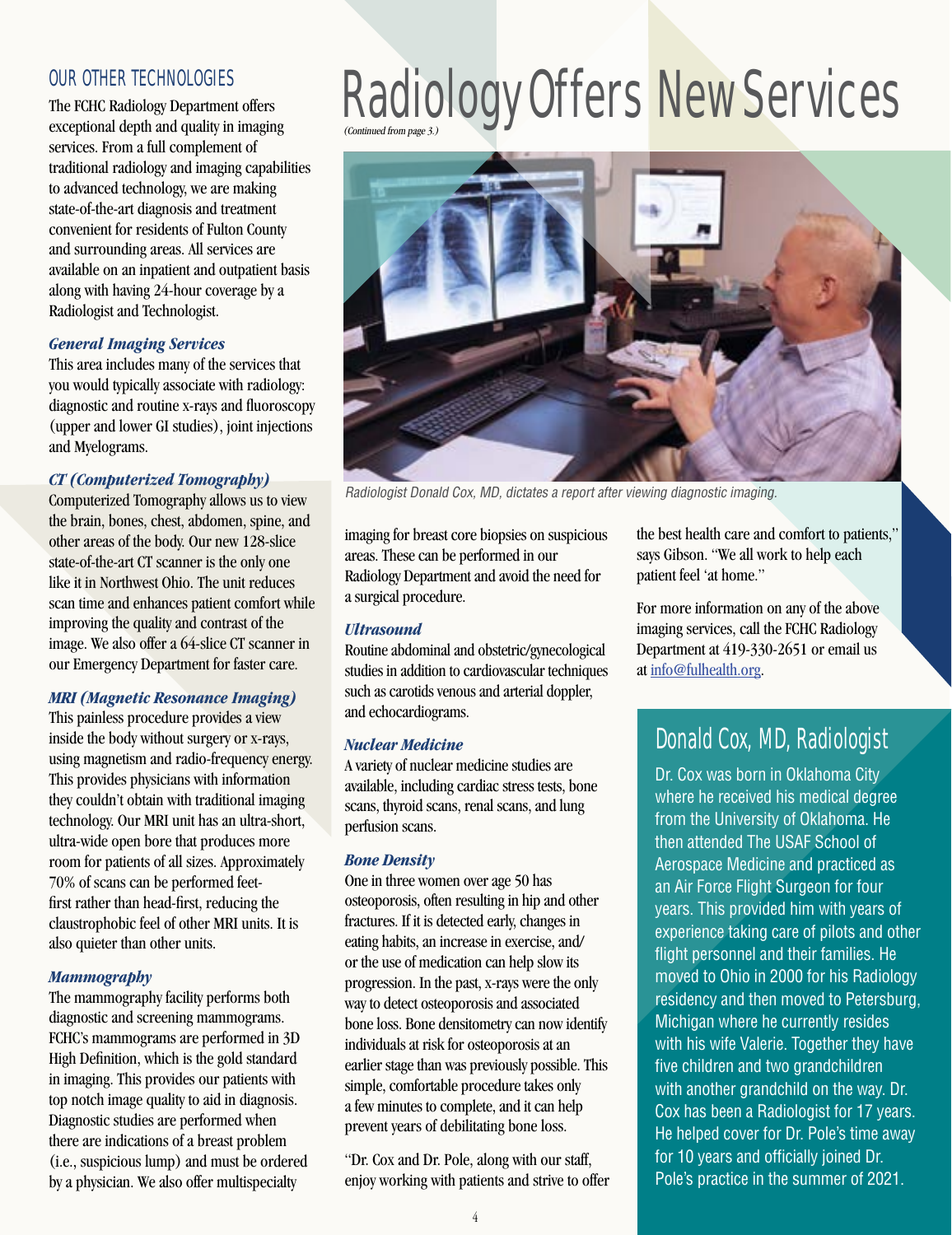# Radiology Offers New Services

*(Continued from page 3.)*

## OUR OTHER TECHNOLOGIES

The FCHC Radiology Department offers exceptional depth and quality in imaging services. From a full complement of traditional radiology and imaging capabilities to advanced technology, we are making state-of-the-art diagnosis and treatment convenient for residents of Fulton County and surrounding areas. All services are available on an inpatient and outpatient basis along with having 24-hour coverage by a Radiologist and Technologist.

### *General Imaging Services*

This area includes many of the services that you would typically associate with radiology: diagnostic and routine x-rays and fluoroscopy (upper and lower GI studies), joint injections and Myelograms.

### *CT (Computerized Tomography)*

Computerized Tomography allows us to view the brain, bones, chest, abdomen, spine, and other areas of the body. Our new 128-slice state-of-the-art CT scanner is the only one like it in Northwest Ohio. The unit reduces scan time and enhances patient comfort while improving the quality and contrast of the image. We also offer a 64-slice CT scanner in our Emergency Department for faster care.

### *MRI (Magnetic Resonance Imaging)*

This painless procedure provides a view inside the body without surgery or x-rays, using magnetism and radio-frequency energy. This provides physicians with information they couldn't obtain with traditional imaging technology. Our MRI unit has an ultra-short, ultra-wide open bore that produces more room for patients of all sizes. Approximately 70% of scans can be performed feet-first rather than head-first, reducing the claustrophobic feel of other MRI units. It is also quieter than other units.

### *Mammography*

The mammography facility performs both diagnostic and screening mammograms. FCHC's mammograms are performed in 3D High Definition, which is the gold standard in imaging. This provides our patients with top notch image quality to aid in diagnosis. Diagnostic studies are performed when there are indications of a breast problem (i.e., suspicious lump) and must be ordered by a physician. We also offer multispecialty imaging for breast core biopsies on suspicious areas. These can be performed in our Radiology Department and avoid the need for a surgical procedure.

Radiologist Donald Cox, MD, dictates a report after viewing diagnostic imaging.

### *Ultrasound*

Routine abdominal and obstetric/gynecological studies in addition to cardiovascular techniques such as carotids venous and arterial doppler, and echocardiograms.

### *Nuclear Medicine*

A variety of nuclear medicine studies are available, including cardiac stress tests, bone scans, thyroid scans, renal scans, and lung perfusion scans.

### *Bone Density*

One in three women over age 50 has osteoporosis, often resulting in hip and other fractures. If it is detected early, changes in eating habits, an increase in exercise, and/or the use of medication can help slow its progression. In the past, x-rays were the only way to detect osteoporosis and associated bone loss. Bone densitometry can now identify individuals at risk for osteoporosis at an earlier stage than was previously possible. This simple, comfortable procedure takes only a few minutes to complete, and it can help prevent years of debilitating bone loss.

"Dr. Cox and Dr. Pole, along with our staff, enjoy working with patients and strive to offer the best health care and comfort to patients," says Gibson. "We all work to help each patient feel 'at home."

For more information on any of the above imaging services, call the FCHC Radiology Department at 419-330-2651 or email us at info@fulhealth.org.

## Donald Cox, MD, Radiologist

Dr. Cox was born in Oklahoma City where he received his medical degree from the University of Oklahoma. He then attended The USAF School of Aerospace Medicine and practiced as an Air Force Flight Surgeon for four years. This provided him with years of experience taking care of pilots and other flight personnel and their families. He moved to Ohio in 2000 for his Radiology residency and then moved to Petersburg, Michigan where he currently resides with his wife Valerie. Together they have five children and two grandchildren with another grandchild on the way. Dr. Cox has been a Radiologist for 17 years. He helped cover for Dr. Pole's time away for 10 years and officially joined Dr. Pole's practice in the summer of 2021.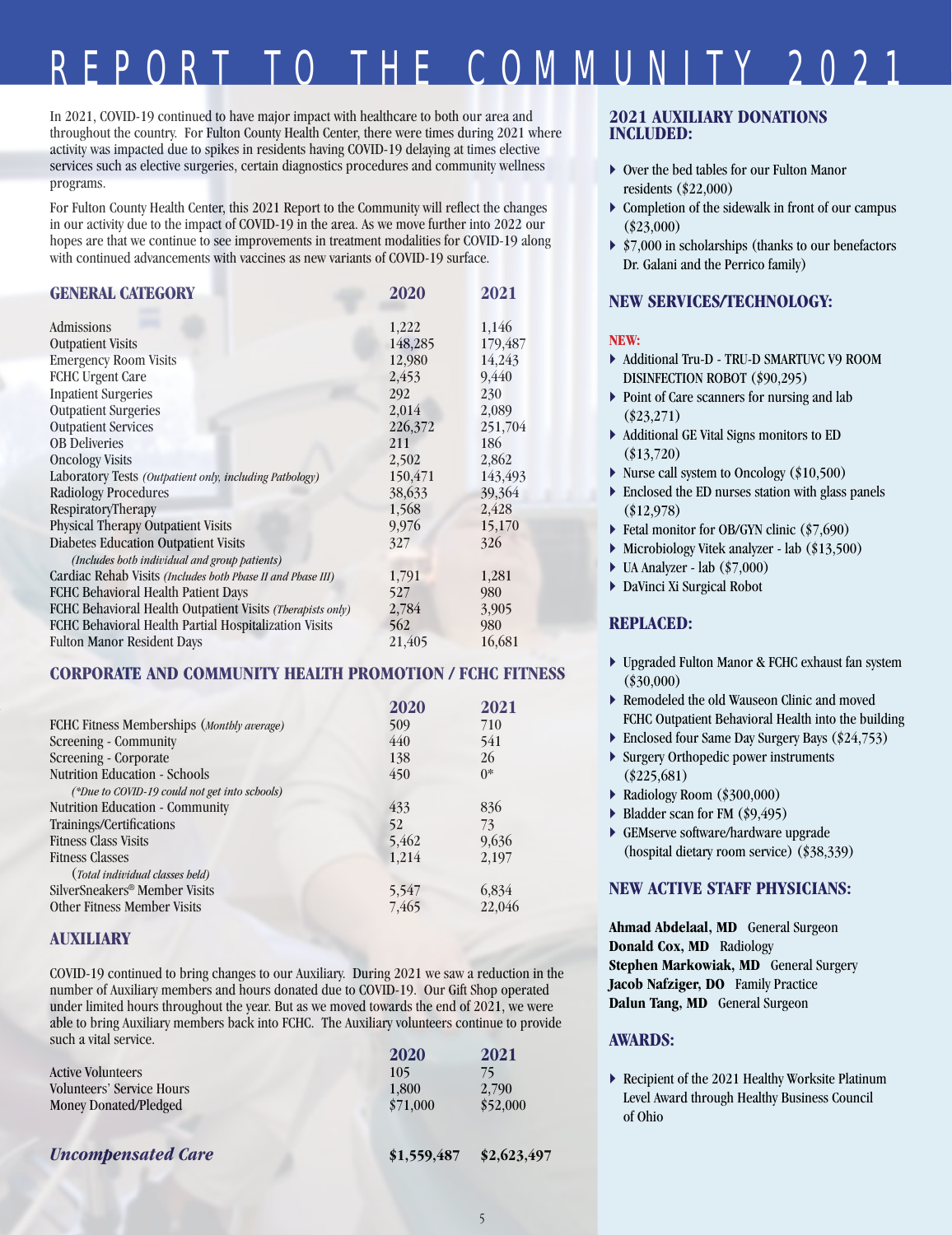# REPORT TO THE COMMUNITY 2021

In 2021, COVID-19 continued to have major impact with healthcare to both our area and throughout the country. For Fulton County Health Center, there were times during 2021 where activity was impacted due to spikes in residents having COVID-19 delaying at times elective services such as elective surgeries, certain diagnostics procedures and community wellness programs.

For Fulton County Health Center, this 2021 Report to the Community will reflect the changes in our activity due to the impact of COVID-19 in the area. As we move further into 2022 our hopes are that we continue to see improvements in treatment modalities for COVID-19 along with continued advancements with vaccines as new variants of COVID-19 surface.

| GENERAL CATEGORY | 2020 | 2021 |
|---|---|---|
| Admissions | 1,222 | 1,146 |
| Outpatient Visits | 148,285 | 179,487 |
| Emergency Room Visits | 12,980 | 14,243 |
| FCHC Urgent Care | 2,453 | 9,440 |
| Inpatient Surgeries | 292 | 230 |
| Outpatient Surgeries | 2,014 | 2,089 |
| Outpatient Services | 226,372 | 251,704 |
| OB Deliveries | 211 | 186 |
| Oncology Visits | 2,502 | 2,862 |
| Laboratory Tests *(Outpatient only, including Pathology)* | 150,471 | 143,493 |
| Radiology Procedures | 38,633 | 39,364 |
| RespiratoryTherapy | 1,568 | 2,428 |
| Physical Therapy Outpatient Visits | 9,976 | 15,170 |
| Diabetes Education Outpatient Visits *(Includes both individual and group patients)* | 327 | 326 |
| Cardiac Rehab Visits *(Includes both Phase II and Phase III)* | 1,791 | 1,281 |
| FCHC Behavioral Health Patient Days | 527 | 980 |
| FCHC Behavioral Health Outpatient Visits *(Therapists only)* | 2,784 | 3,905 |
| FCHC Behavioral Health Partial Hospitalization Visits | 562 | 980 |
| Fulton Manor Resident Days | 21,405 | 16,681 |

## CORPORATE AND COMMUNITY HEALTH PROMOTION / FCHC FITNESS

| | 2020 | 2021 |
|---|---|---|
| FCHC Fitness Memberships (*Monthly average*) | 509 | 710 |
| Screening - Community | 440 | 541 |
| Screening - Corporate | 138 | 26 |
| Nutrition Education - Schools *(\*Due to COVID-19 could not get into schools)* | 450 | 0* |
| Nutrition Education - Community | 433 | 836 |
| Trainings/Certifications | 52 | 73 |
| Fitness Class Visits | 5,462 | 9,636 |
| Fitness Classes (*Total individual classes held*) | 1,214 | 2,197 |
| SilverSneakers® Member Visits | 5,547 | 6,834 |
| Other Fitness Member Visits | 7,465 | 22,046 |

## AUXILIARY

COVID-19 continued to bring changes to our Auxiliary. During 2021 we saw a reduction in the number of Auxiliary members and hours donated due to COVID-19. Our Gift Shop operated under limited hours throughout the year. But as we moved towards the end of 2021, we were able to bring Auxiliary members back into FCHC. The Auxiliary volunteers continue to provide such a vital service.

| | 2020 | 2021 |
|---|---|---|
| Active Volunteers | 105 | 75 |
| Volunteers' Service Hours | 1,800 | 2,790 |
| Money Donated/Pledged | $71,000 | $52,000 |
| ***Uncompensated Care*** | **$1,559,487** | **$2,623,497** |

## 2021 AUXILIARY DONATIONS INCLUDED:

- Over the bed tables for our Fulton Manor residents ($22,000)
- Completion of the sidewalk in front of our campus ($23,000)
- $7,000 in scholarships (thanks to our benefactors Dr. Galani and the Perrico family)

## NEW SERVICES/TECHNOLOGY:

**NEW:**

- Additional Tru-D - TRU-D SMARTUVC V9 ROOM DISINFECTION ROBOT ($90,295)
- Point of Care scanners for nursing and lab ($23,271)
- Additional GE Vital Signs monitors to ED ($13,720)
- Nurse call system to Oncology ($10,500)
- Enclosed the ED nurses station with glass panels ($12,978)
- Fetal monitor for OB/GYN clinic ($7,690)
- Microbiology Vitek analyzer - lab ($13,500)
- UA Analyzer - lab ($7,000)
- DaVinci Xi Surgical Robot

## REPLACED:

- Upgraded Fulton Manor & FCHC exhaust fan system ($30,000)
- Remodeled the old Wauseon Clinic and moved FCHC Outpatient Behavioral Health into the building
- Enclosed four Same Day Surgery Bays ($24,753)
- Surgery Orthopedic power instruments ($225,681)
- Radiology Room ($300,000)
- Bladder scan for FM ($9,495)
- GEMserve software/hardware upgrade (hospital dietary room service) ($38,339)

## NEW ACTIVE STAFF PHYSICIANS:

**Ahmad Abdelaal, MD** General Surgeon
**Donald Cox, MD** Radiology
**Stephen Markowiak, MD** General Surgery
**Jacob Nafziger, DO** Family Practice
**Dalun Tang, MD** General Surgeon

## AWARDS:

- Recipient of the 2021 Healthy Worksite Platinum Level Award through Healthy Business Council of Ohio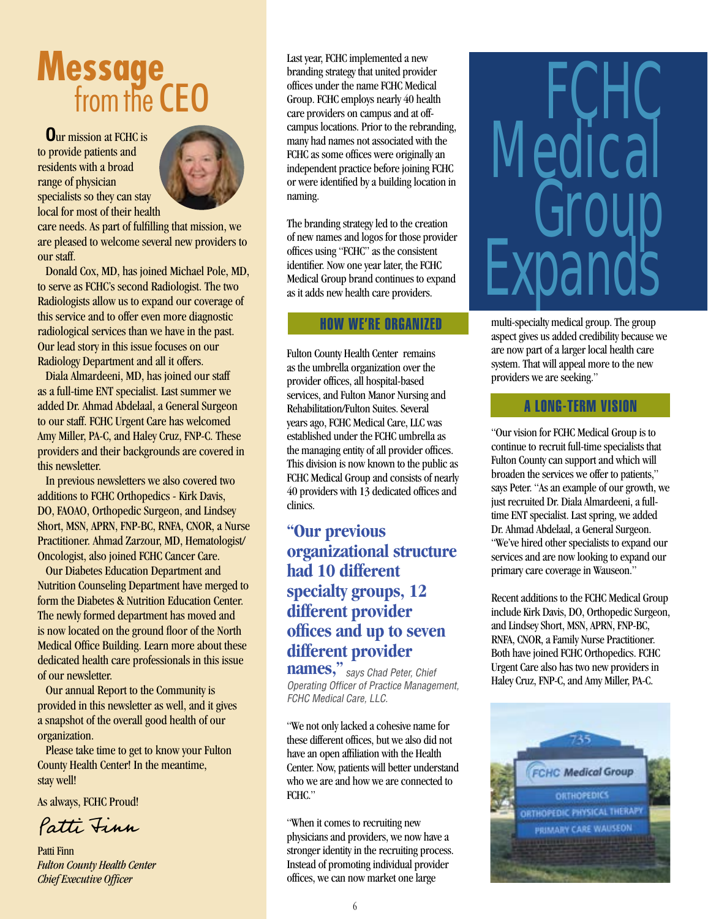# Message from the CEO

**O**ur mission at FCHC is to provide patients and residents with a broad range of physician specialists so they can stay local for most of their health care needs. As part of fulfilling that mission, we are pleased to welcome several new providers to our staff.

Donald Cox, MD, has joined Michael Pole, MD, to serve as FCHC's second Radiologist. The two Radiologists allow us to expand our coverage of this service and to offer even more diagnostic radiological services than we have in the past. Our lead story in this issue focuses on our Radiology Department and all it offers.

Diala Almardeeni, MD, has joined our staff as a full-time ENT specialist. Last summer we added Dr. Ahmad Abdelaal, a General Surgeon to our staff. FCHC Urgent Care has welcomed Amy Miller, PA-C, and Haley Cruz, FNP-C. These providers and their backgrounds are covered in this newsletter.

In previous newsletters we also covered two additions to FCHC Orthopedics - Kirk Davis, DO, FAOAO, Orthopedic Surgeon, and Lindsey Short, MSN, APRN, FNP-BC, RNFA, CNOR, a Nurse Practitioner. Ahmad Zarzour, MD, Hematologist/Oncologist, also joined FCHC Cancer Care.

Our Diabetes Education Department and Nutrition Counseling Department have merged to form the Diabetes & Nutrition Education Center. The newly formed department has moved and is now located on the ground floor of the North Medical Office Building. Learn more about these dedicated health care professionals in this issue of our newsletter.

Our annual Report to the Community is provided in this newsletter as well, and it gives a snapshot of the overall good health of our organization.

Please take time to get to know your Fulton County Health Center! In the meantime, stay well!

As always, FCHC Proud!

*Patti Finn*

Patti Finn
*Fulton County Health Center*
*Chief Executive Officer*

# FCHC Medical Group Expands

Last year, FCHC implemented a new branding strategy that united provider offices under the name FCHC Medical Group. FCHC employs nearly 40 health care providers on campus and at off-campus locations. Prior to the rebranding, many had names not associated with the FCHC as some offices were originally an independent practice before joining FCHC or were identified by a building location in naming.

The branding strategy led to the creation of new names and logos for those provider offices using "FCHC" as the consistent identifier. Now one year later, the FCHC Medical Group brand continues to expand as it adds new health care providers.

## HOW WE'RE ORGANIZED

Fulton County Health Center remains as the umbrella organization over the provider offices, all hospital-based services, and Fulton Manor Nursing and Rehabilitation/Fulton Suites. Several years ago, FCHC Medical Care, LLC was established under the FCHC umbrella as the managing entity of all provider offices. This division is now known to the public as FCHC Medical Group and consists of nearly 40 providers with 13 dedicated offices and clinics.

**"Our previous organizational structure had 10 different specialty groups, 12 different provider offices and up to seven different provider names,"** *says Chad Peter, Chief Operating Officer of Practice Management, FCHC Medical Care, LLC.*

"We not only lacked a cohesive name for these different offices, but we also did not have an open affiliation with the Health Center. Now, patients will better understand who we are and how we are connected to FCHC."

"When it comes to recruiting new physicians and providers, we now have a stronger identity in the recruiting process. Instead of promoting individual provider offices, we can now market one large multi-specialty medical group. The group aspect gives us added credibility because we are now part of a larger local health care system. That will appeal more to the new providers we are seeking."

## A LONG-TERM VISION

"Our vision for FCHC Medical Group is to continue to recruit full-time specialists that Fulton County can support and which will broaden the services we offer to patients," says Peter. "As an example of our growth, we just recruited Dr. Diala Almardeeni, a full-time ENT specialist. Last spring, we added Dr. Ahmad Abdelaal, a General Surgeon. "We've hired other specialists to expand our services and are now looking to expand our primary care coverage in Wauseon."

Recent additions to the FCHC Medical Group include Kirk Davis, DO, Orthopedic Surgeon, and Lindsey Short, MSN, APRN, FNP-BC, RNFA, CNOR, a Family Nurse Practitioner. Both have joined FCHC Orthopedics. FCHC Urgent Care also has two new providers in Haley Cruz, FNP-C, and Amy Miller, PA-C.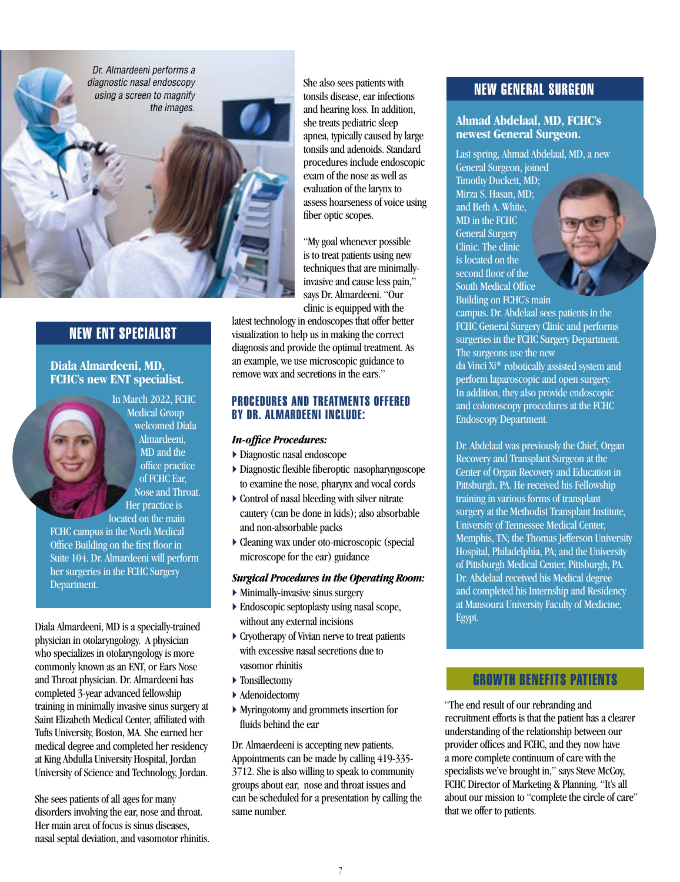*Dr. Almardeeni performs a diagnostic nasal endoscopy using a screen to magnify the images.*

## NEW ENT SPECIALIST

### Diala Almardeeni, MD, FCHC's new ENT specialist.

In March 2022, FCHC Medical Group welcomed Diala Almardeeni, MD and the office practice of FCHC Ear, Nose and Throat. Her practice is located on the main FCHC campus in the North Medical Office Building on the first floor in Suite 104. Dr. Almardeeni will perform her surgeries in the FCHC Surgery Department.

Diala Almardeeni, MD is a specially-trained physician in otolaryngology. A physician who specializes in otolaryngology is more commonly known as an ENT, or Ears Nose and Throat physician. Dr. Almardeeni has completed 3-year advanced fellowship training in minimally invasive sinus surgery at Saint Elizabeth Medical Center, affiliated with Tufts University, Boston, MA. She earned her medical degree and completed her residency at King Abdulla University Hospital, Jordan University of Science and Technology, Jordan.

She sees patients of all ages for many disorders involving the ear, nose and throat. Her main area of focus is sinus diseases, nasal septal deviation, and vasomotor rhinitis. She also sees patients with tonsils disease, ear infections and hearing loss. In addition, she treats pediatric sleep apnea, typically caused by large tonsils and adenoids. Standard procedures include endoscopic exam of the nose as well as evaluation of the larynx to assess hoarseness of voice using fiber optic scopes.

"My goal whenever possible is to treat patients using new techniques that are minimally-invasive and cause less pain," says Dr. Almardeeni. "Our clinic is equipped with the latest technology in endoscopes that offer better visualization to help us in making the correct diagnosis and provide the optimal treatment. As an example, we use microscopic guidance to remove wax and secretions in the ears."

### PROCEDURES AND TREATMENTS OFFERED BY DR. ALMARDEENI INCLUDE:

***In-office Procedures:***

- Diagnostic nasal endoscope
- Diagnostic flexible fiberoptic nasopharyngoscope to examine the nose, pharynx and vocal cords
- Control of nasal bleeding with silver nitrate cautery (can be done in kids); also absorbable and non-absorbable packs
- Cleaning wax under oto-microscopic (special microscope for the ear) guidance

***Surgical Procedures in the Operating Room:***

- Minimally-invasive sinus surgery
- Endoscopic septoplasty using nasal scope, without any external incisions
- Cryotherapy of Vivian nerve to treat patients with excessive nasal secretions due to vasomor rhinitis
- Tonsillectomy
- Adenoidectomy
- Myringotomy and grommets insertion for fluids behind the ear

Dr. Almaerdeeni is accepting new patients. Appointments can be made by calling 419-335-3712. She is also willing to speak to community groups about ear, nose and throat issues and can be scheduled for a presentation by calling the same number.

## NEW GENERAL SURGEON

### Ahmad Abdelaal, MD, FCHC's newest General Surgeon.

Last spring, Ahmad Abdelaal, MD, a new General Surgeon, joined Timothy Duckett, MD; Mirza S. Hasan, MD; and Beth A. White, MD in the FCHC General Surgery Clinic. The clinic is located on the second floor of the South Medical Office Building on FCHC's main campus. Dr. Abdelaal sees patients in the FCHC General Surgery Clinic and performs surgeries in the FCHC Surgery Department. The surgeons use the new da Vinci Xi® robotically assisted system and perform laparoscopic and open surgery. In addition, they also provide endoscopic and colonoscopy procedures at the FCHC Endoscopy Department.

Dr. Abdelaal was previously the Chief, Organ Recovery and Transplant Surgeon at the Center of Organ Recovery and Education in Pittsburgh, PA. He received his Fellowship training in various forms of transplant surgery at the Methodist Transplant Institute, University of Tennessee Medical Center, Memphis, TN; the Thomas Jefferson University Hospital, Philadelphia, PA; and the University of Pittsburgh Medical Center, Pittsburgh, PA. Dr. Abdelaal received his Medical degree and completed his Internship and Residency at Mansoura University Faculty of Medicine, Egypt.

## GROWTH BENEFITS PATIENTS

"The end result of our rebranding and recruitment efforts is that the patient has a clearer understanding of the relationship between our provider offices and FCHC, and they now have a more complete continuum of care with the specialists we've brought in," says Steve McCoy, FCHC Director of Marketing & Planning. "It's all about our mission to "complete the circle of care" that we offer to patients.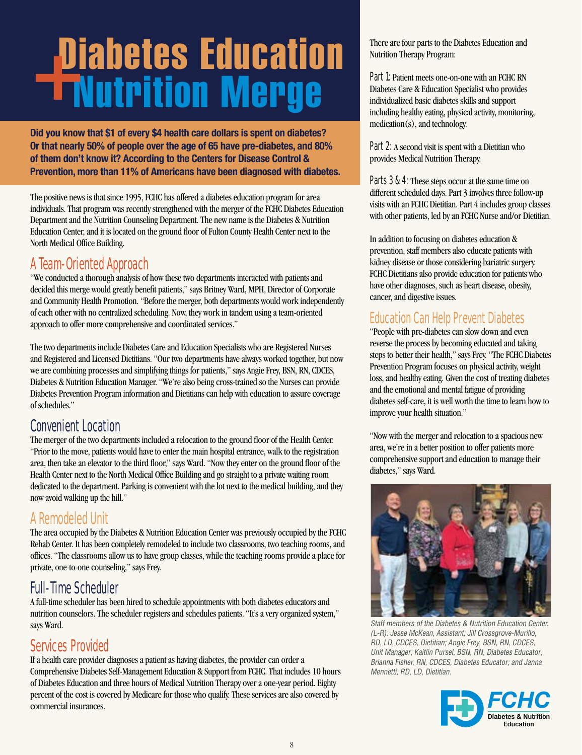# Diabetes Education + Nutrition Merge

**Did you know that $1 of every $4 health care dollars is spent on diabetes? Or that nearly 50% of people over the age of 65 have pre-diabetes, and 80% of them don't know it? According to the Centers for Disease Control & Prevention, more than 11% of Americans have been diagnosed with diabetes.**

The positive news is that since 1995, FCHC has offered a diabetes education program for area individuals. That program was recently strengthened with the merger of the FCHC Diabetes Education Department and the Nutrition Counseling Department. The new name is the Diabetes & Nutrition Education Center, and it is located on the ground floor of Fulton County Health Center next to the North Medical Office Building.

## A Team-Oriented Approach

"We conducted a thorough analysis of how these two departments interacted with patients and decided this merge would greatly benefit patients," says Britney Ward, MPH, Director of Corporate and Community Health Promotion. "Before the merger, both departments would work independently of each other with no centralized scheduling. Now, they work in tandem using a team-oriented approach to offer more comprehensive and coordinated services."

The two departments include Diabetes Care and Education Specialists who are Registered Nurses and Registered and Licensed Dietitians. "Our two departments have always worked together, but now we are combining processes and simplifying things for patients," says Angie Frey, BSN, RN, CDCES, Diabetes & Nutrition Education Manager. "We're also being cross-trained so the Nurses can provide Diabetes Prevention Program information and Dietitians can help with education to assure coverage of schedules."

## Convenient Location

The merger of the two departments included a relocation to the ground floor of the Health Center. "Prior to the move, patients would have to enter the main hospital entrance, walk to the registration area, then take an elevator to the third floor," says Ward. "Now they enter on the ground floor of the Health Center next to the North Medical Office Building and go straight to a private waiting room dedicated to the department. Parking is convenient with the lot next to the medical building, and they now avoid walking up the hill."

## A Remodeled Unit

The area occupied by the Diabetes & Nutrition Education Center was previously occupied by the FCHC Rehab Center. It has been completely remodeled to include two classrooms, two teaching rooms, and offices. "The classrooms allow us to have group classes, while the teaching rooms provide a place for private, one-to-one counseling," says Frey.

## Full-Time Scheduler

A full-time scheduler has been hired to schedule appointments with both diabetes educators and nutrition counselors. The scheduler registers and schedules patients. "It's a very organized system," says Ward.

## Services Provided

If a health care provider diagnoses a patient as having diabetes, the provider can order a Comprehensive Diabetes Self-Management Education & Support from FCHC. That includes 10 hours of Diabetes Education and three hours of Medical Nutrition Therapy over a one-year period. Eighty percent of the cost is covered by Medicare for those who qualify. These services are also covered by commercial insurances.

There are four parts to the Diabetes Education and Nutrition Therapy Program:

Part 1: Patient meets one-on-one with an FCHC RN Diabetes Care & Education Specialist who provides individualized basic diabetes skills and support including healthy eating, physical activity, monitoring, medication(s), and technology.

Part 2: A second visit is spent with a Dietitian who provides Medical Nutrition Therapy.

Parts 3 & 4: These steps occur at the same time on different scheduled days. Part 3 involves three follow-up visits with an FCHC Dietitian. Part 4 includes group classes with other patients, led by an FCHC Nurse and/or Dietitian.

In addition to focusing on diabetes education & prevention, staff members also educate patients with kidney disease or those considering bariatric surgery. FCHC Dietitians also provide education for patients who have other diagnoses, such as heart disease, obesity, cancer, and digestive issues.

## Education Can Help Prevent Diabetes

"People with pre-diabetes can slow down and even reverse the process by becoming educated and taking steps to better their health," says Frey. "The FCHC Diabetes Prevention Program focuses on physical activity, weight loss, and healthy eating. Given the cost of treating diabetes and the emotional and mental fatigue of providing diabetes self-care, it is well worth the time to learn how to improve your health situation."

"Now with the merger and relocation to a spacious new area, we're in a better position to offer patients more comprehensive support and education to manage their diabetes," says Ward.

*Staff members of the Diabetes & Nutrition Education Center. (L-R): Jesse McKean, Assistant; Jill Crossgrove-Murillo, RD, LD, CDCES, Dietitian; Angie Frey, BSN, RN, CDCES, Unit Manager; Kaitlin Pursel, BSN, RN, Diabetes Educator; Brianna Fisher, RN, CDCES, Diabetes Educator; and Janna Mennetti, RD, LD, Dietitian.*

FCHC Diabetes & Nutrition Education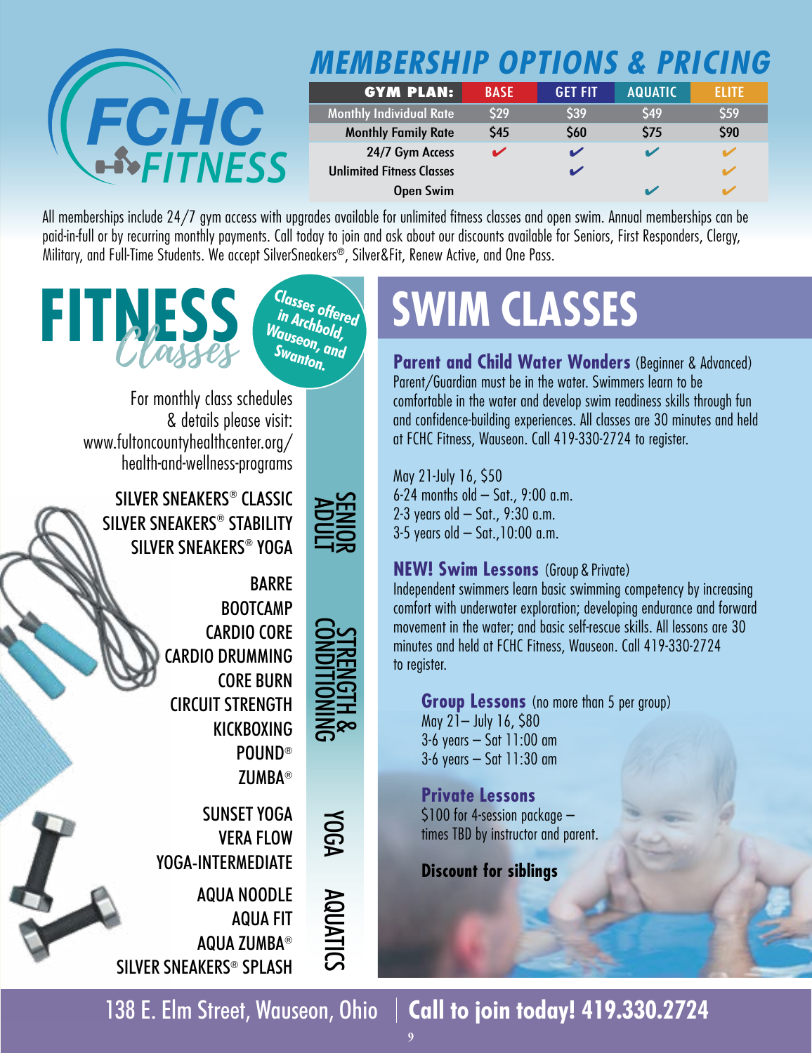# FCHC FITNESS

## MEMBERSHIP OPTIONS & PRICING

| GYM PLAN: | BASE | GET FIT | AQUATIC | ELITE |
|---|---|---|---|---|
| Monthly Individual Rate | $29 | $39 | $49 | $59 |
| Monthly Family Rate | $45 | $60 | $75 | $90 |
| 24/7 Gym Access | ✔ | ✔ | ✔ | ✔ |
| Unlimited Fitness Classes | | ✔ | | ✔ |
| Open Swim | | | ✔ | ✔ |

All memberships include 24/7 gym access with upgrades available for unlimited fitness classes and open swim. Annual memberships can be paid-in-full or by recurring monthly payments. Call today to join and ask about our discounts available for Seniors, First Responders, Clergy, Military, and Full-Time Students. We accept SilverSneakers®, Silver&Fit, Renew Active, and One Pass.

## FITNESS *Classes*

**Classes offered in Archbold, Wauseon, and Swanton.**

For monthly class schedules & details please visit: www.fultoncountyhealthcenter.org/health-and-wellness-programs

**SENIOR ADULT**
- SILVER SNEAKERS® CLASSIC
- SILVER SNEAKERS® STABILITY
- SILVER SNEAKERS® YOGA

**STRENGTH & CONDITIONING**
- BARRE
- BOOTCAMP
- CARDIO CORE
- CARDIO DRUMMING
- CORE BURN
- CIRCUIT STRENGTH
- KICKBOXING
- POUND®
- ZUMBA®

**YOGA**
- SUNSET YOGA
- VERA FLOW
- YOGA-INTERMEDIATE

**AQUATICS**
- AQUA NOODLE
- AQUA FIT
- AQUA ZUMBA®
- SILVER SNEAKERS® SPLASH

## SWIM CLASSES

**Parent and Child Water Wonders** (Beginner & Advanced)
Parent/Guardian must be in the water. Swimmers learn to be comfortable in the water and develop swim readiness skills through fun and confidence-building experiences. All classes are 30 minutes and held at FCHC Fitness, Wauseon. Call 419-330-2724 to register.

May 21-July 16, $50
6-24 months old – Sat., 9:00 a.m.
2-3 years old – Sat., 9:30 a.m.
3-5 years old – Sat.,10:00 a.m.

**NEW! Swim Lessons** (Group & Private)
Independent swimmers learn basic swimming competency by increasing comfort with underwater exploration; developing endurance and forward movement in the water; and basic self-rescue skills. All lessons are 30 minutes and held at FCHC Fitness, Wauseon. Call 419-330-2724 to register.

**Group Lessons** (no more than 5 per group)
May 21– July 16, $80
3-6 years – Sat 11:00 am
3-6 years – Sat 11:30 am

**Private Lessons**
$100 for 4-session package – times TBD by instructor and parent.

**Discount for siblings**

138 E. Elm Street, Wauseon, Ohio | **Call to join today! 419.330.2724**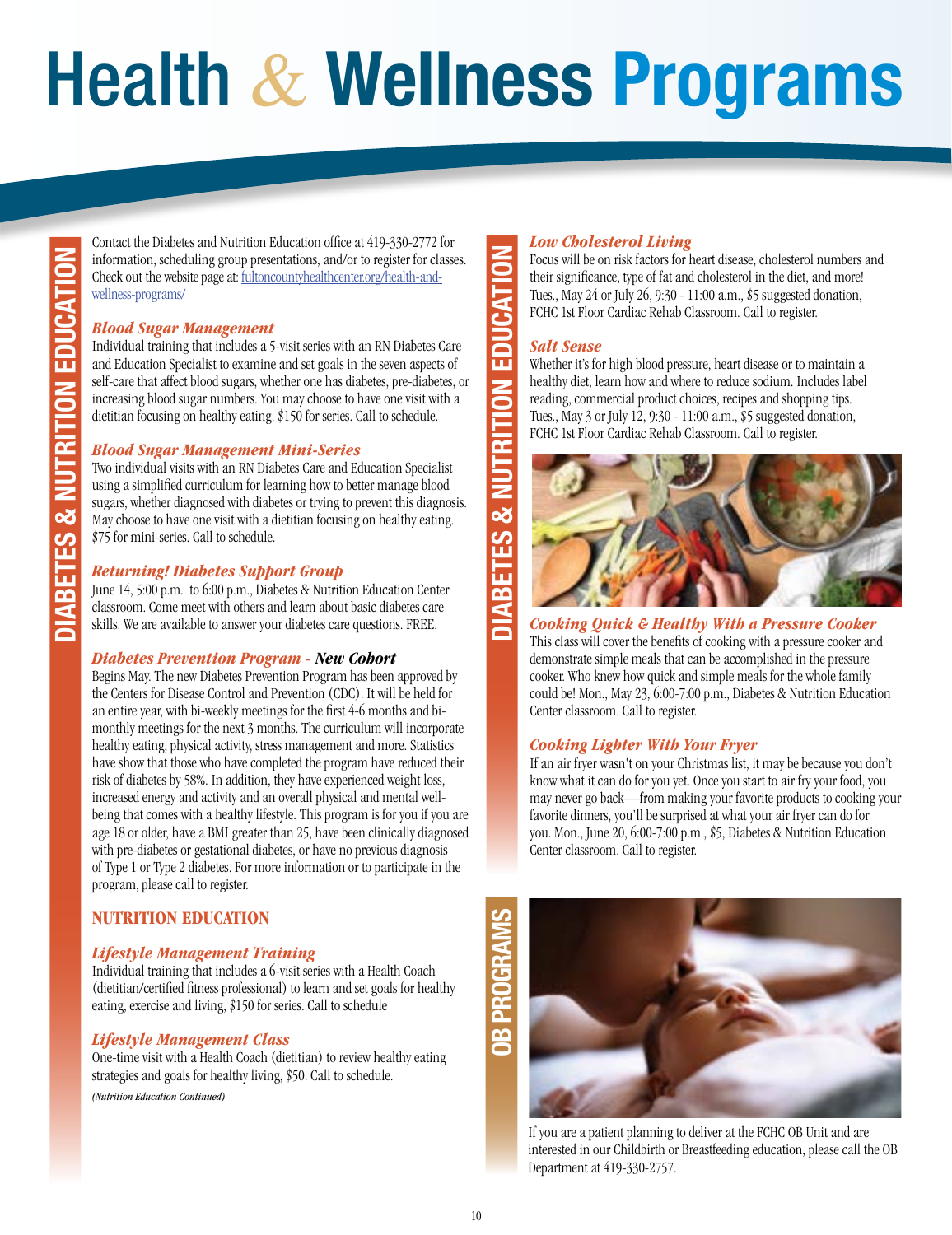# Health & Wellness Programs

## DIABETES & NUTRITION EDUCATION

Contact the Diabetes and Nutrition Education office at 419-330-2772 for information, scheduling group presentations, and/or to register for classes. Check out the website page at: fultoncountyhealthcenter.org/health-and-wellness-programs/

### *Blood Sugar Management*

Individual training that includes a 5-visit series with an RN Diabetes Care and Education Specialist to examine and set goals in the seven aspects of self-care that affect blood sugars, whether one has diabetes, pre-diabetes, or increasing blood sugar numbers. You may choose to have one visit with a dietitian focusing on healthy eating. $150 for series. Call to schedule.

### *Blood Sugar Management Mini-Series*

Two individual visits with an RN Diabetes Care and Education Specialist using a simplified curriculum for learning how to better manage blood sugars, whether diagnosed with diabetes or trying to prevent this diagnosis. May choose to have one visit with a dietitian focusing on healthy eating. $75 for mini-series. Call to schedule.

### *Returning! Diabetes Support Group*

June 14, 5:00 p.m. to 6:00 p.m., Diabetes & Nutrition Education Center classroom. Come meet with others and learn about basic diabetes care skills. We are available to answer your diabetes care questions. FREE.

### *Diabetes Prevention Program - **New Cohort***

Begins May. The new Diabetes Prevention Program has been approved by the Centers for Disease Control and Prevention (CDC). It will be held for an entire year, with bi-weekly meetings for the first 4-6 months and bi-monthly meetings for the next 3 months. The curriculum will incorporate healthy eating, physical activity, stress management and more. Statistics have show that those who have completed the program have reduced their risk of diabetes by 58%. In addition, they have experienced weight loss, increased energy and activity and an overall physical and mental well-being that comes with a healthy lifestyle. This program is for you if you are age 18 or older, have a BMI greater than 25, have been clinically diagnosed with pre-diabetes or gestational diabetes, or have no previous diagnosis of Type 1 or Type 2 diabetes. For more information or to participate in the program, please call to register.

### NUTRITION EDUCATION

### *Lifestyle Management Training*

Individual training that includes a 6-visit series with a Health Coach (dietitian/certified fitness professional) to learn and set goals for healthy eating, exercise and living, $150 for series. Call to schedule

### *Lifestyle Management Class*

One-time visit with a Health Coach (dietitian) to review healthy eating strategies and goals for healthy living, $50. Call to schedule.

*(Nutrition Education Continued)*

### *Low Cholesterol Living*

Focus will be on risk factors for heart disease, cholesterol numbers and their significance, type of fat and cholesterol in the diet, and more! Tues., May 24 or July 26, 9:30 - 11:00 a.m., $5 suggested donation, FCHC 1st Floor Cardiac Rehab Classroom. Call to register.

### *Salt Sense*

Whether it's for high blood pressure, heart disease or to maintain a healthy diet, learn how and where to reduce sodium. Includes label reading, commercial product choices, recipes and shopping tips. Tues., May 3 or July 12, 9:30 - 11:00 a.m., $5 suggested donation, FCHC 1st Floor Cardiac Rehab Classroom. Call to register.

### *Cooking Quick & Healthy With a Pressure Cooker*

This class will cover the benefits of cooking with a pressure cooker and demonstrate simple meals that can be accomplished in the pressure cooker. Who knew how quick and simple meals for the whole family could be! Mon., May 23, 6:00-7:00 p.m., Diabetes & Nutrition Education Center classroom. Call to register.

### *Cooking Lighter With Your Fryer*

If an air fryer wasn't on your Christmas list, it may be because you don't know what it can do for you yet. Once you start to air fry your food, you may never go back—from making your favorite products to cooking your favorite dinners, you'll be surprised at what your air fryer can do for you. Mon., June 20, 6:00-7:00 p.m., $5, Diabetes & Nutrition Education Center classroom. Call to register.

## OB PROGRAMS

If you are a patient planning to deliver at the FCHC OB Unit and are interested in our Childbirth or Breastfeeding education, please call the OB Department at 419-330-2757.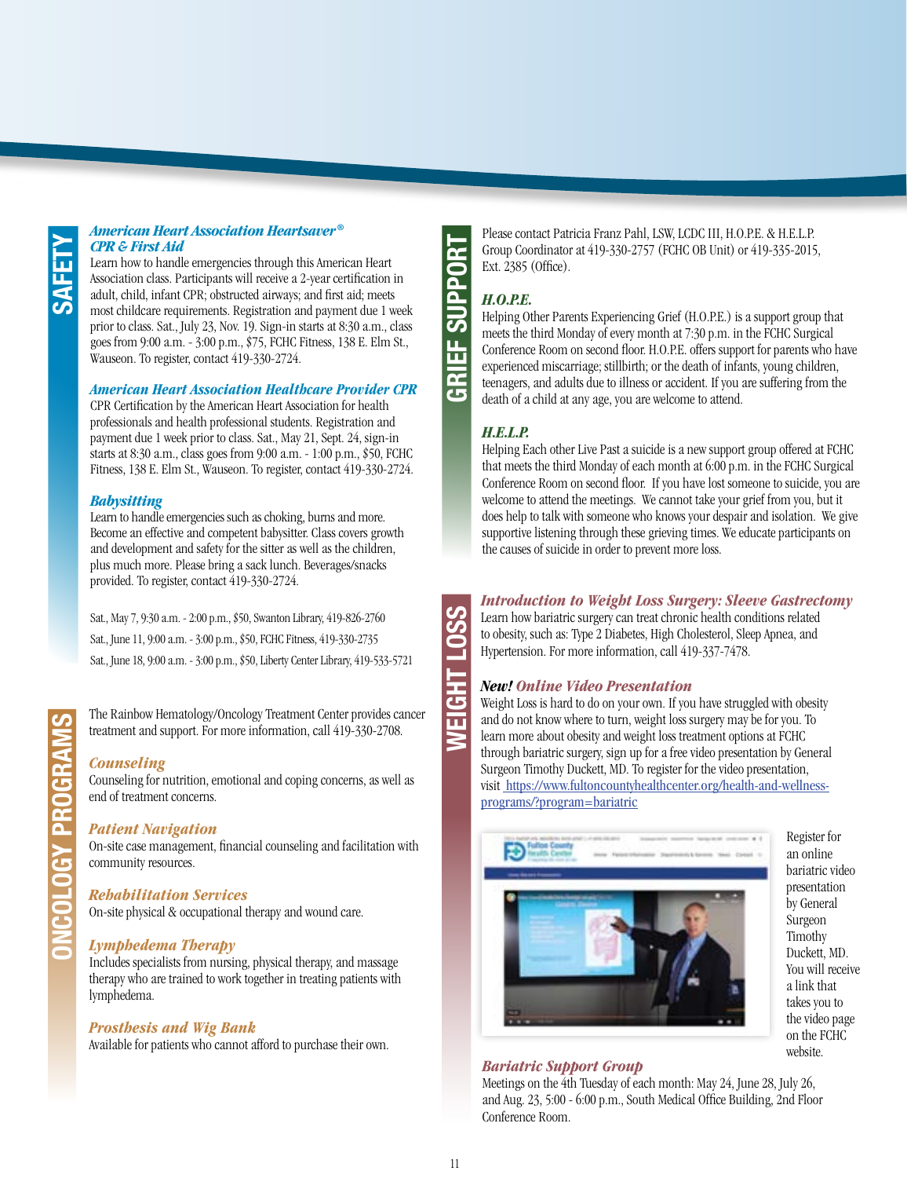## SAFETY

### *American Heart Association Heartsaver® CPR & First Aid*

Learn how to handle emergencies through this American Heart Association class. Participants will receive a 2-year certification in adult, child, infant CPR; obstructed airways; and first aid; meets most childcare requirements. Registration and payment due 1 week prior to class. Sat., July 23, Nov. 19. Sign-in starts at 8:30 a.m., class goes from 9:00 a.m. - 3:00 p.m., $75, FCHC Fitness, 138 E. Elm St., Wauseon. To register, contact 419-330-2724.

### *American Heart Association Healthcare Provider CPR*

CPR Certification by the American Heart Association for health professionals and health professional students. Registration and payment due 1 week prior to class. Sat., May 21, Sept. 24, sign-in starts at 8:30 a.m., class goes from 9:00 a.m. - 1:00 p.m., $50, FCHC Fitness, 138 E. Elm St., Wauseon. To register, contact 419-330-2724.

### *Babysitting*

Learn to handle emergencies such as choking, burns and more. Become an effective and competent babysitter. Class covers growth and development and safety for the sitter as well as the children, plus much more. Please bring a sack lunch. Beverages/snacks provided. To register, contact 419-330-2724.

Sat., May 7, 9:30 a.m. - 2:00 p.m., $50, Swanton Library, 419-826-2760

Sat., June 11, 9:00 a.m. - 3:00 p.m., $50, FCHC Fitness, 419-330-2735

Sat., June 18, 9:00 a.m. - 3:00 p.m., $50, Liberty Center Library, 419-533-5721

## ONCOLOGY PROGRAMS

The Rainbow Hematology/Oncology Treatment Center provides cancer treatment and support. For more information, call 419-330-2708.

### *Counseling*

Counseling for nutrition, emotional and coping concerns, as well as end of treatment concerns.

### *Patient Navigation*

On-site case management, financial counseling and facilitation with community resources.

### *Rehabilitation Services*

On-site physical & occupational therapy and wound care.

### *Lymphedema Therapy*

Includes specialists from nursing, physical therapy, and massage therapy who are trained to work together in treating patients with lymphedema.

### *Prosthesis and Wig Bank*

Available for patients who cannot afford to purchase their own.

## GRIEF SUPPORT

Please contact Patricia Franz Pahl, LSW, LCDC III, H.O.P.E. & H.E.L.P. Group Coordinator at 419-330-2757 (FCHC OB Unit) or 419-335-2015, Ext. 2385 (Office).

### *H.O.P.E.*

Helping Other Parents Experiencing Grief (H.O.P.E.) is a support group that meets the third Monday of every month at 7:30 p.m. in the FCHC Surgical Conference Room on second floor. H.O.P.E. offers support for parents who have experienced miscarriage; stillbirth; or the death of infants, young children, teenagers, and adults due to illness or accident. If you are suffering from the death of a child at any age, you are welcome to attend.

### *H.E.L.P.*

Helping Each other Live Past a suicide is a new support group offered at FCHC that meets the third Monday of each month at 6:00 p.m. in the FCHC Surgical Conference Room on second floor. If you have lost someone to suicide, you are welcome to attend the meetings. We cannot take your grief from you, but it does help to talk with someone who knows your despair and isolation. We give supportive listening through these grieving times. We educate participants on the causes of suicide in order to prevent more loss.

## WEIGHT LOSS

### *Introduction to Weight Loss Surgery: Sleeve Gastrectomy*

Learn how bariatric surgery can treat chronic health conditions related to obesity, such as: Type 2 Diabetes, High Cholesterol, Sleep Apnea, and Hypertension. For more information, call 419-337-7478.

### *New! Online Video Presentation*

Weight Loss is hard to do on your own. If you have struggled with obesity and do not know where to turn, weight loss surgery may be for you. To learn more about obesity and weight loss treatment options at FCHC through bariatric surgery, sign up for a free video presentation by General Surgeon Timothy Duckett, MD. To register for the video presentation, visit https://www.fultoncountyhealthcenter.org/health-and-wellness-programs/?program=bariatric

Register for an online bariatric video presentation by General Surgeon Timothy Duckett, MD. You will receive a link that takes you to the video page on the FCHC website.

### *Bariatric Support Group*

Meetings on the 4th Tuesday of each month: May 24, June 28, July 26, and Aug. 23, 5:00 - 6:00 p.m., South Medical Office Building, 2nd Floor Conference Room.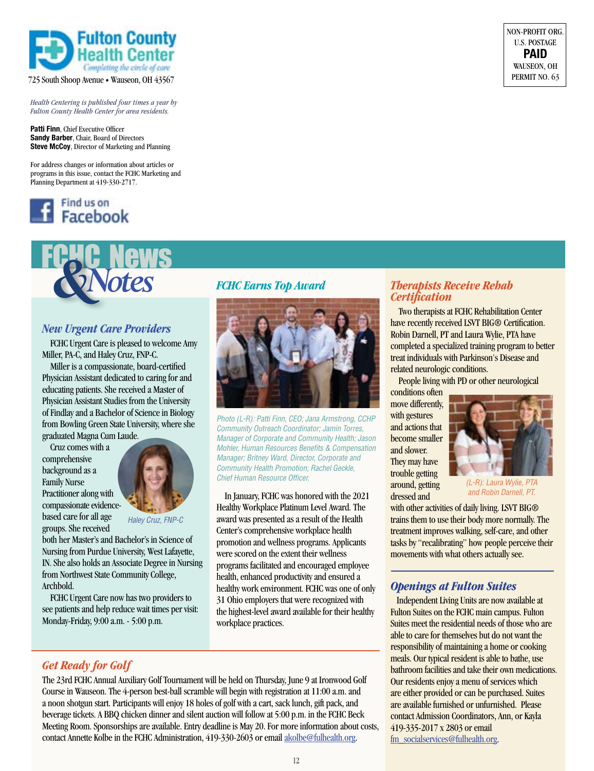Fulton County Health Center

*Completing the circle of care*

725 South Shoop Avenue • Wauseon, OH 43567

NON-PROFIT ORG.
U.S. POSTAGE
**PAID**
WAUSEON, OH
PERMIT NO. 63

*Health Centering is published four times a year by Fulton County Health Center for area residents.*

**Patti Finn**, Chief Executive Officer
**Sandy Barber**, Chair, Board of Directors
**Steve McCoy**, Director of Marketing and Planning

For address changes or information about articles or programs in this issue, contact the FCHC Marketing and Planning Department at 419-330-2717.

Find us on Facebook

# FCHC News & Notes

## *New Urgent Care Providers*

FCHC Urgent Care is pleased to welcome Amy Miller, PA-C, and Haley Cruz, FNP-C.

Miller is a compassionate, board-certified Physician Assistant dedicated to caring for and educating patients. She received a Master of Physician Assistant Studies from the University of Findlay and a Bachelor of Science in Biology from Bowling Green State University, where she graduated Magna Cum Laude.

Cruz comes with a comprehensive background as a Family Nurse Practitioner along with compassionate evidence-based care for all age groups. She received both her Master's and Bachelor's in Science of Nursing from Purdue University, West Lafayette, IN. She also holds an Associate Degree in Nursing from Northwest State Community College, Archbold.

Haley Cruz, FNP-C

FCHC Urgent Care now has two providers to see patients and help reduce wait times per visit: Monday-Friday, 9:00 a.m. - 5:00 p.m.

## *FCHC Earns Top Award*

Photo (L-R): Patti Finn, CEO; Jana Armstrong, CCHP Community Outreach Coordinator; Jamin Torres, Manager of Corporate and Community Health; Jason Mohler, Human Resources Benefits & Compensation Manager; Britney Ward, Director, Corporate and Community Health Promotion; Rachel Geckle, Chief Human Resource Officer.

In January, FCHC was honored with the 2021 Healthy Workplace Platinum Level Award. The award was presented as a result of the Health Center's comprehensive workplace health promotion and wellness programs. Applicants were scored on the extent their wellness programs facilitated and encouraged employee health, enhanced productivity and ensured a healthy work environment. FCHC was one of only 31 Ohio employers that were recognized with the highest-level award available for their healthy workplace practices.

## *Therapists Receive Rehab Certification*

Two therapists at FCHC Rehabilitation Center have recently received LSVT BIG® Certification. Robin Darnell, PT and Laura Wylie, PTA have completed a specialized training program to better treat individuals with Parkinson's Disease and related neurologic conditions.

People living with PD or other neurological conditions often move differently, with gestures and actions that become smaller and slower. They may have trouble getting around, getting dressed and with other activities of daily living. LSVT BIG® trains them to use their body more normally. The treatment improves walking, self-care, and other tasks by "recalibrating" how people perceive their movements with what others actually see.

(L-R): Laura Wylie, PTA and Robin Darnell, PT.

## *Openings at Fulton Suites*

Independent Living Units are now available at Fulton Suites on the FCHC main campus. Fulton Suites meet the residential needs of those who are able to care for themselves but do not want the responsibility of maintaining a home or cooking meals. Our typical resident is able to bathe, use bathroom facilities and take their own medications. Our residents enjoy a menu of services which are either provided or can be purchased. Suites are available furnished or unfurnished. Please contact Admission Coordinators, Ann, or Kayla 419-335-2017 x 2803 or email fm_socialservices@fulhealth.org.

## *Get Ready for Golf*

The 23rd FCHC Annual Auxiliary Golf Tournament will be held on Thursday, June 9 at Ironwood Golf Course in Wauseon. The 4-person best-ball scramble will begin with registration at 11:00 a.m. and a noon shotgun start. Participants will enjoy 18 holes of golf with a cart, sack lunch, gift pack, and beverage tickets. A BBQ chicken dinner and silent auction will follow at 5:00 p.m. in the FCHC Beck Meeting Room. Sponsorships are available. Entry deadline is May 20. For more information about costs, contact Annette Kolbe in the FCHC Administration, 419-330-2603 or email akolbe@fulhealth.org.